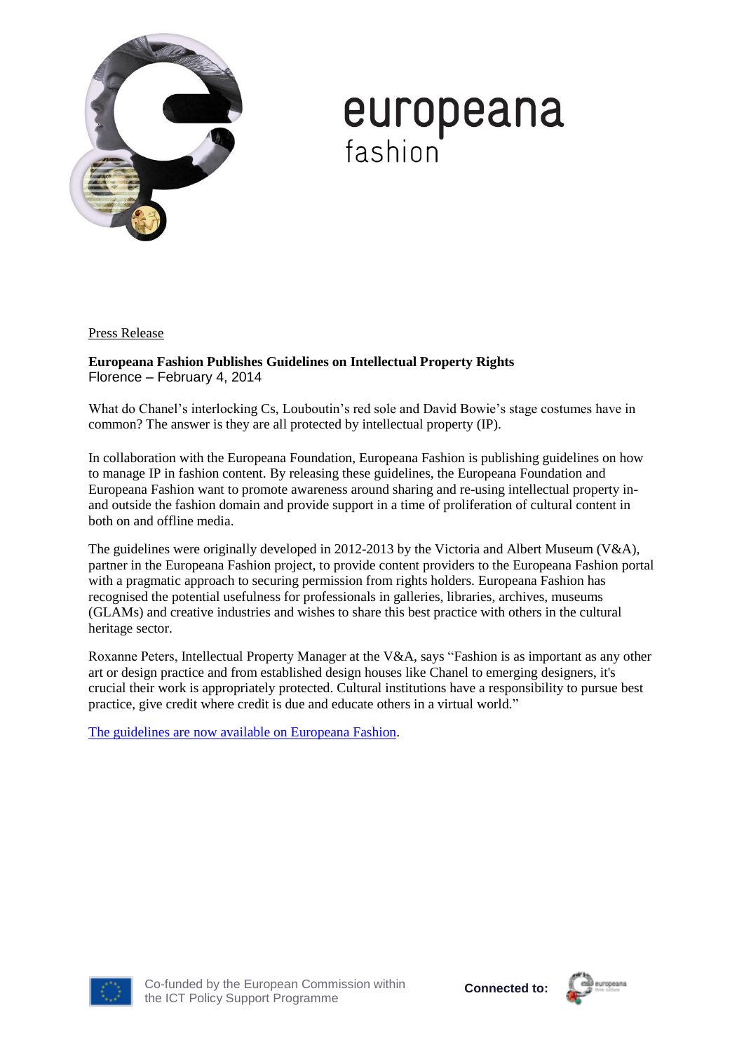europeana
fashion

Press Release

**Europeana Fashion Publishes Guidelines on Intellectual Property Rights**
Florence – February 4, 2014

What do Chanel's interlocking Cs, Louboutin's red sole and David Bowie's stage costumes have in common? The answer is they are all protected by intellectual property (IP).

In collaboration with the Europeana Foundation, Europeana Fashion is publishing guidelines on how to manage IP in fashion content. By releasing these guidelines, the Europeana Foundation and Europeana Fashion want to promote awareness around sharing and re-using intellectual property in- and outside the fashion domain and provide support in a time of proliferation of cultural content in both on and offline media.

The guidelines were originally developed in 2012-2013 by the Victoria and Albert Museum (V&A), partner in the Europeana Fashion project, to provide content providers to the Europeana Fashion portal with a pragmatic approach to securing permission from rights holders. Europeana Fashion has recognised the potential usefulness for professionals in galleries, libraries, archives, museums (GLAMs) and creative industries and wishes to share this best practice with others in the cultural heritage sector.

Roxanne Peters, Intellectual Property Manager at the V&A, says "Fashion is as important as any other art or design practice and from established design houses like Chanel to emerging designers, it's crucial their work is appropriately protected. Cultural institutions have a responsibility to pursue best practice, give credit where credit is due and educate others in a virtual world."

The guidelines are now available on Europeana Fashion.

Co-funded by the European Commission within the ICT Policy Support Programme

**Connected to:** europeana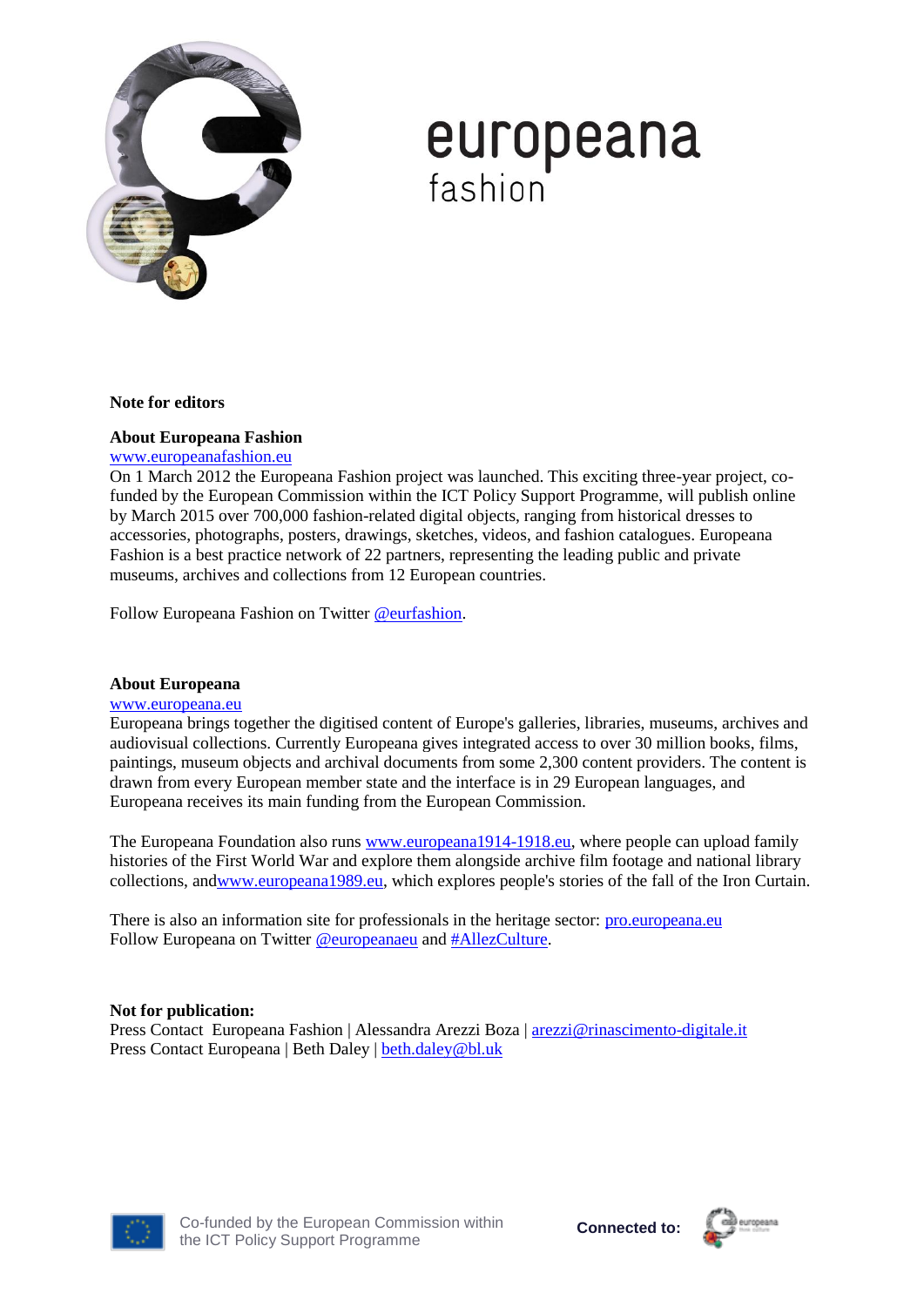europeana
fashion

**Note for editors**

**About Europeana Fashion**

www.europeanafashion.eu

On 1 March 2012 the Europeana Fashion project was launched. This exciting three-year project, co-funded by the European Commission within the ICT Policy Support Programme, will publish online by March 2015 over 700,000 fashion-related digital objects, ranging from historical dresses to accessories, photographs, posters, drawings, sketches, videos, and fashion catalogues. Europeana Fashion is a best practice network of 22 partners, representing the leading public and private museums, archives and collections from 12 European countries.

Follow Europeana Fashion on Twitter @eurfashion.

**About Europeana**

www.europeana.eu

Europeana brings together the digitised content of Europe's galleries, libraries, museums, archives and audiovisual collections. Currently Europeana gives integrated access to over 30 million books, films, paintings, museum objects and archival documents from some 2,300 content providers. The content is drawn from every European member state and the interface is in 29 European languages, and Europeana receives its main funding from the European Commission.

The Europeana Foundation also runs www.europeana1914-1918.eu, where people can upload family histories of the First World War and explore them alongside archive film footage and national library collections, andwww.europeana1989.eu, which explores people's stories of the fall of the Iron Curtain.

There is also an information site for professionals in the heritage sector: pro.europeana.eu
Follow Europeana on Twitter @europeanaeu and #AllezCulture.

**Not for publication:**

Press Contact Europeana Fashion | Alessandra Arezzi Boza | arezzi@rinascimento-digitale.it
Press Contact Europeana | Beth Daley | beth.daley@bl.uk

Co-funded by the European Commission within the ICT Policy Support Programme

**Connected to:**